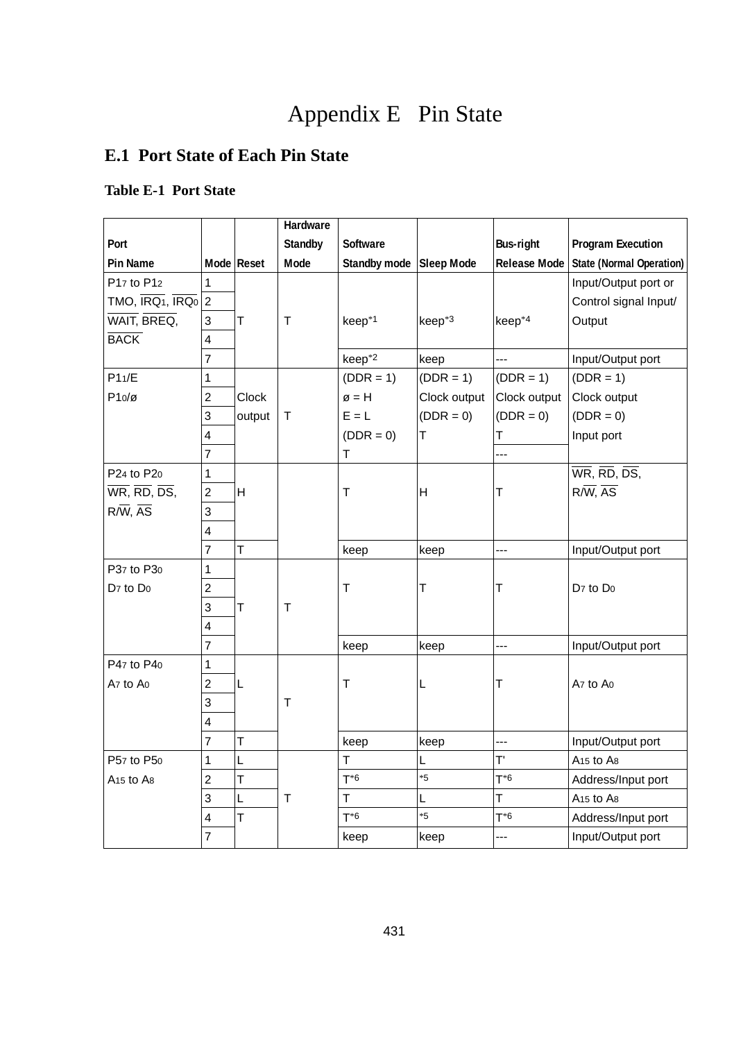# Appendix E Pin State

## E.1 Port State of Each Pin State

### Table E-1 Port State

| Port Pin Name | Mode | Reset | Hardware Standby Mode | Software Standby mode | Sleep Mode | Bus-right Release Mode | Program Execution State (Normal Operation) |
|---|---|---|---|---|---|---|---|
| $P1_7$ to $P1_2$ TMO, $\overline{IRQ_1}$, $\overline{IRQ_0}$ $\overline{WAIT}$, $\overline{BREQ}$, $\overline{BACK}$ | 1 | T | T | keep*1 | keep*3 | keep*4 | Input/Output port or Control signal Input/ Output |
| | 2 | | | | | | |
| | 3 | | | | | | |
| | 4 | | | | | | |
| | 7 | | | keep*2 | keep | --- | Input/Output port |
| $P1_1$/E $P1_0$/ø | 1 | Clock output | T | (DDR = 1) ø = H E = L (DDR = 0) T | (DDR = 1) Clock output (DDR = 0) T | (DDR = 1) Clock output (DDR = 0) T | (DDR = 1) Clock output (DDR = 0) Input port |
| | 2 | | | | | | |
| | 3 | | | | | | |
| | 4 | | | | | | |
| | 7 | | | | | --- | |
| $P2_4$ to $P2_0$ $\overline{WR}$, $\overline{RD}$, $\overline{DS}$, R/$\overline{W}$, $\overline{AS}$ | 1 | H | | T | H | T | $\overline{WR}$, $\overline{RD}$, $\overline{DS}$, R/$\overline{W}$, $\overline{AS}$ |
| | 2 | | | | | | |
| | 3 | | | | | | |
| | 4 | | | | | | |
| | 7 | T | | keep | keep | --- | Input/Output port |
| $P3_7$ to $P3_0$ $D_7$ to $D_0$ | 1 | T | T | T | T | T | $D_7$ to $D_0$ |
| | 2 | | | | | | |
| | 3 | | | | | | |
| | 4 | | | | | | |
| | 7 | | | keep | keep | --- | Input/Output port |
| $P4_7$ to $P4_0$ $A_7$ to $A_0$ | 1 | L | T | T | L | T | $A_7$ to $A_0$ |
| | 2 | | | | | | |
| | 3 | | | | | | |
| | 4 | | | | | | |
| | 7 | T | | keep | keep | --- | Input/Output port |
| $P5_7$ to $P5_0$ $A_{15}$ to $A_8$ | 1 | L | T | T | L | T' | $A_{15}$ to $A_8$ |
| | 2 | T | | T*6 | *5 | T*6 | Address/Input port |
| | 3 | L | | T | L | T | $A_{15}$ to $A_8$ |
| | 4 | T | | T*6 | *5 | T*6 | Address/Input port |
| | 7 | | | keep | keep | --- | Input/Output port |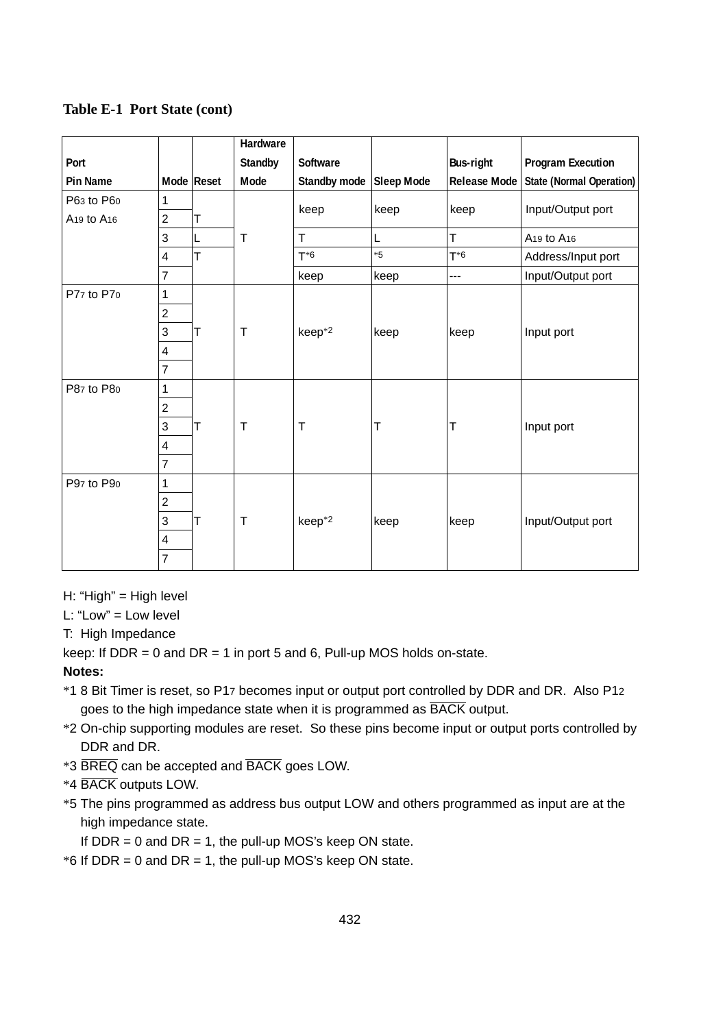**Table E-1 Port State (cont)**

| Port Pin Name | Mode | Reset | Hardware Standby Mode | Software Standby mode | Sleep Mode | Bus-right Release Mode | Program Execution State (Normal Operation) |
|---|---|---|---|---|---|---|---|
| $P6_3$ to $P6_0$ $A_{19}$ to $A_{16}$ | 1 | T | T | keep | keep | keep | Input/Output port |
| | 2 | | | | | | |
| | 3 | L | | T | L | T | $A_{19}$ to $A_{16}$ |
| | 4 | T | | T*6 | *5 | T*6 | Address/Input port |
| | 7 | | | keep | keep | --- | Input/Output port |
| $P7_7$ to $P7_0$ | 1 | T | T | keep*2 | keep | keep | Input port |
| | 2 | | | | | | |
| | 3 | | | | | | |
| | 4 | | | | | | |
| | 7 | | | | | | |
| $P8_7$ to $P8_0$ | 1 | T | T | T | T | T | Input port |
| | 2 | | | | | | |
| | 3 | | | | | | |
| | 4 | | | | | | |
| | 7 | | | | | | |
| $P9_7$ to $P9_0$ | 1 | T | T | keep*2 | keep | keep | Input/Output port |
| | 2 | | | | | | |
| | 3 | | | | | | |
| | 4 | | | | | | |
| | 7 | | | | | | |

H: "High" = High level

L: "Low" = Low level

T: High Impedance

keep: If DDR = 0 and DR = 1 in port 5 and 6, Pull-up MOS holds on-state.

**Notes:**

*1 8 Bit Timer is reset, so $P1_7$ becomes input or output port controlled by DDR and DR. Also $P1_2$ goes to the high impedance state when it is programmed as $\overline{BACK}$ output.

*2 On-chip supporting modules are reset. So these pins become input or output ports controlled by DDR and DR.

*3 $\overline{BREQ}$ can be accepted and $\overline{BACK}$ goes LOW.

*4 $\overline{BACK}$ outputs LOW.

*5 The pins programmed as address bus output LOW and others programmed as input are at the high impedance state.
If DDR = 0 and DR = 1, the pull-up MOS's keep ON state.

*6 If DDR = 0 and DR = 1, the pull-up MOS's keep ON state.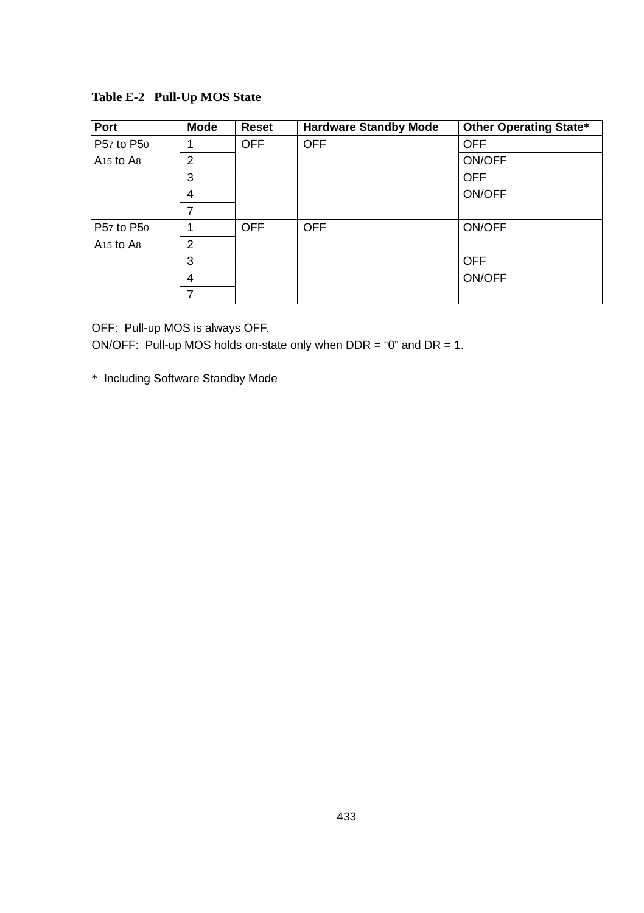**Table E-2 Pull-Up MOS State**

| Port | Mode | Reset | Hardware Standby Mode | Other Operating State* |
|---|---|---|---|---|
| $P5_7$ to $P5_0$ $A_{15}$ to $A_8$ | 1 | OFF | OFF | OFF |
| | 2 | | | ON/OFF |
| | 3 | | | OFF |
| | 4 | | | ON/OFF |
| | 7 | | | |
| $P5_7$ to $P5_0$ $A_{15}$ to $A_8$ | 1 | OFF | OFF | ON/OFF |
| | 2 | | | |
| | 3 | | | OFF |
| | 4 | | | ON/OFF |
| | 7 | | | |

OFF: Pull-up MOS is always OFF.

ON/OFF: Pull-up MOS holds on-state only when DDR = "0" and DR = 1.

* Including Software Standby Mode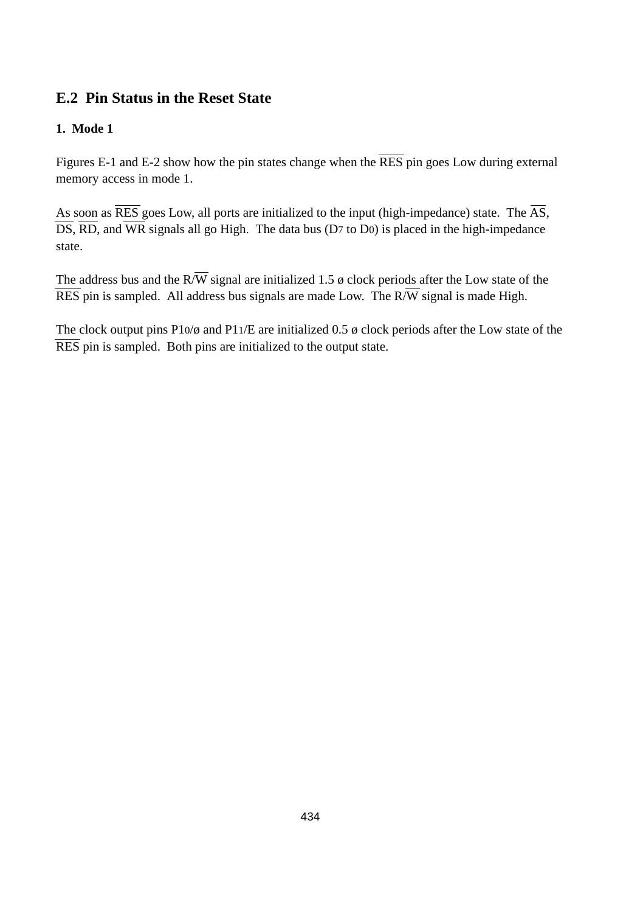## E.2 Pin Status in the Reset State

### 1. Mode 1

Figures E-1 and E-2 show how the pin states change when the $\overline{\text{RES}}$ pin goes Low during external memory access in mode 1.

As soon as $\overline{\text{RES}}$ goes Low, all ports are initialized to the input (high-impedance) state. The $\overline{\text{AS}}$, $\overline{\text{DS}}$, $\overline{\text{RD}}$, and $\overline{\text{WR}}$ signals all go High. The data bus ($D_7$ to $D_0$) is placed in the high-impedance state.

The address bus and the R/$\overline{\text{W}}$ signal are initialized 1.5 ø clock periods after the Low state of the $\overline{\text{RES}}$ pin is sampled. All address bus signals are made Low. The R/$\overline{\text{W}}$ signal is made High.

The clock output pins $P1_0$/ø and $P1_1$/E are initialized 0.5 ø clock periods after the Low state of the $\overline{\text{RES}}$ pin is sampled. Both pins are initialized to the output state.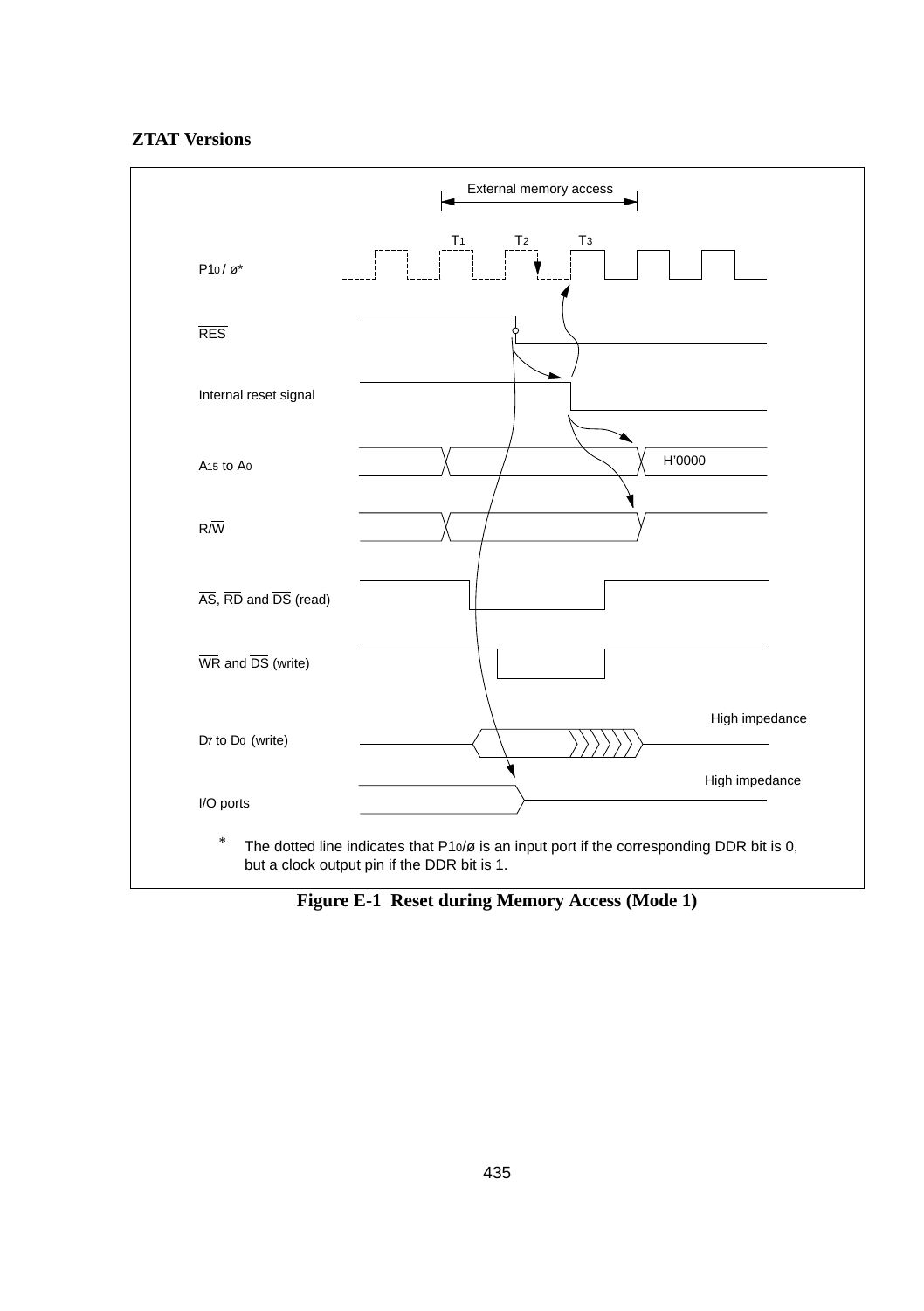### ZTAT Versions

External memory access

$T_1$ $T_2$ $T_3$

$P1_0$ / ø*

$\overline{RES}$

Internal reset signal

$A_{15}$ to $A_0$ H'0000

R/$\overline{W}$

$\overline{AS}$, $\overline{RD}$ and $\overline{DS}$ (read)

$\overline{WR}$ and $\overline{DS}$ (write)

$D_7$ to $D_0$ (write) High impedance

I/O ports High impedance

\* The dotted line indicates that $P1_0$/ø is an input port if the corresponding DDR bit is 0, but a clock output pin if the DDR bit is 1.

**Figure E-1 Reset during Memory Access (Mode 1)**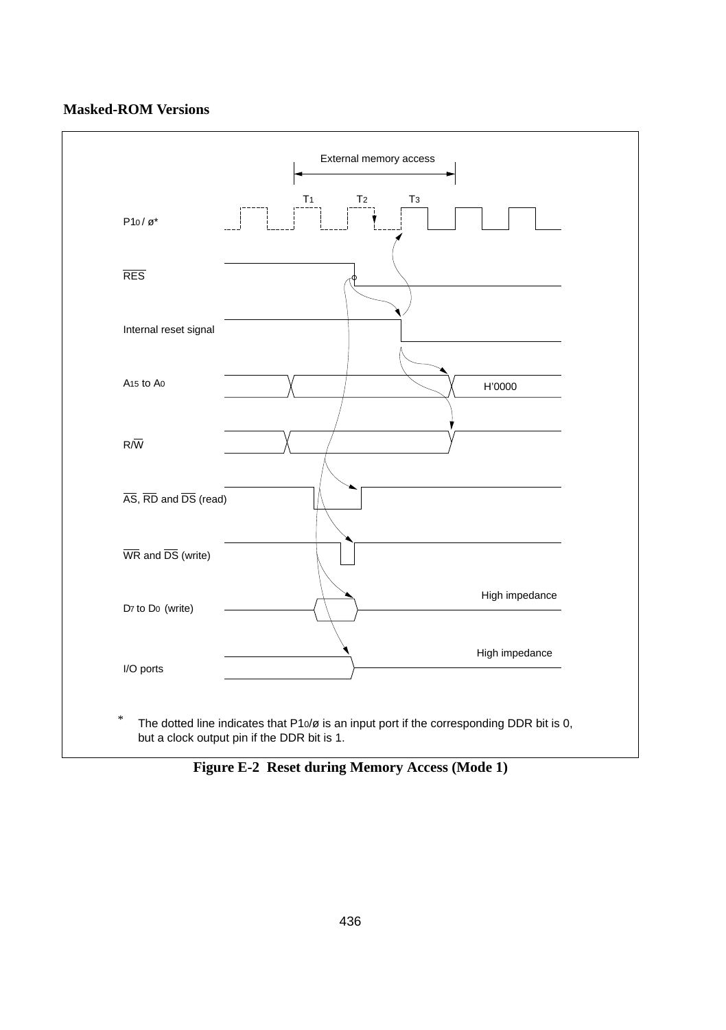**Masked-ROM Versions**

External memory access

T1 T2 T3

P1$_0$ / ø*

$\overline{RES}$

Internal reset signal

A$_{15}$ to A$_0$ H'0000

R/$\overline{W}$

$\overline{AS}$, $\overline{RD}$ and $\overline{DS}$ (read)

$\overline{WR}$ and $\overline{DS}$ (write)

D$_7$ to D$_0$ (write) High impedance

I/O ports High impedance

* The dotted line indicates that P1$_0$/ø is an input port if the corresponding DDR bit is 0, but a clock output pin if the DDR bit is 1.

**Figure E-2 Reset during Memory Access (Mode 1)**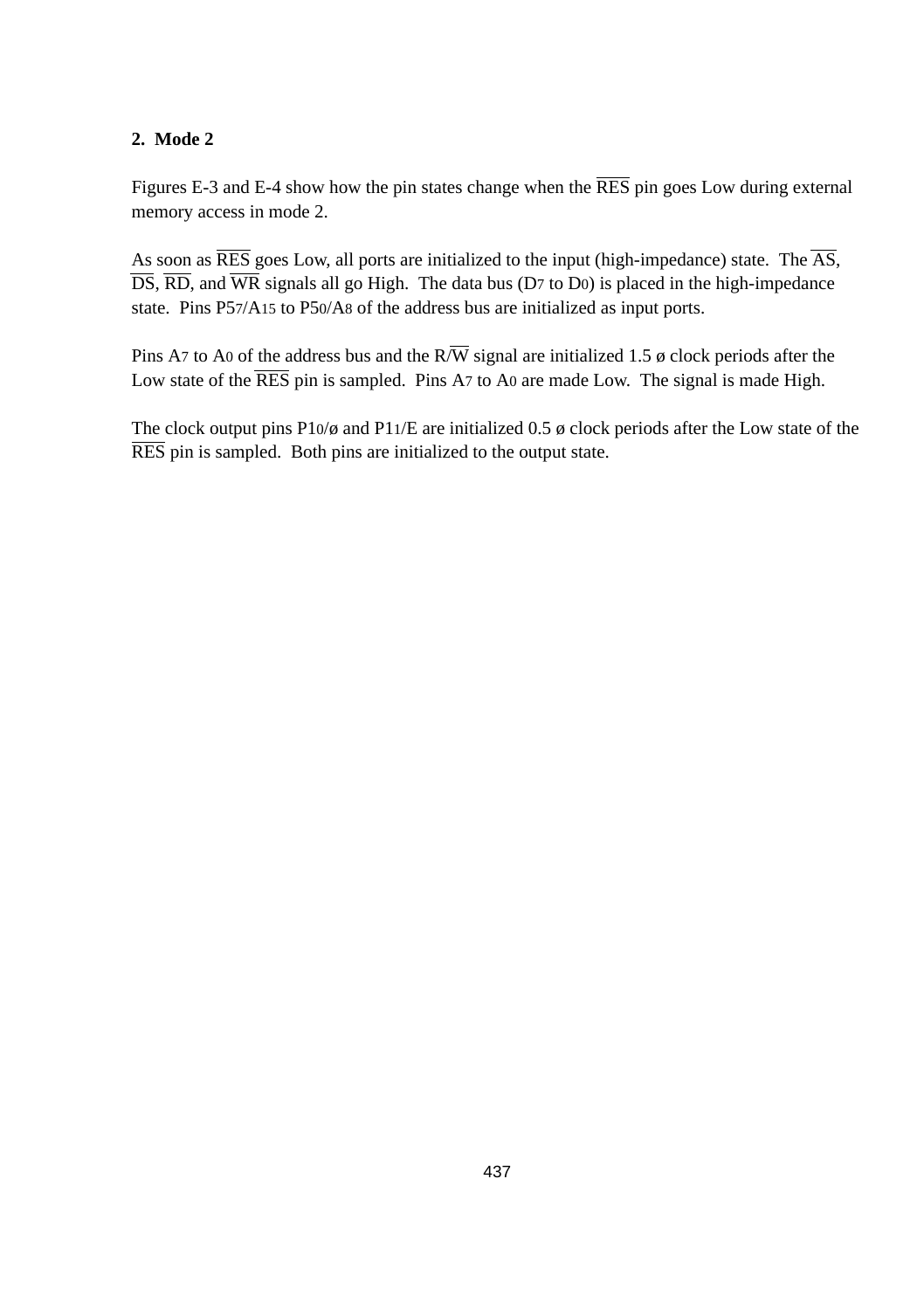## 2. Mode 2

Figures E-3 and E-4 show how the pin states change when the $\overline{\text{RES}}$ pin goes Low during external memory access in mode 2.

As soon as $\overline{\text{RES}}$ goes Low, all ports are initialized to the input (high-impedance) state. The $\overline{\text{AS}}$, $\overline{\text{DS}}$, $\overline{\text{RD}}$, and $\overline{\text{WR}}$ signals all go High. The data bus ($D_7$ to $D_0$) is placed in the high-impedance state. Pins $P5_7/A_{15}$ to $P5_0/A_8$ of the address bus are initialized as input ports.

Pins $A_7$ to $A_0$ of the address bus and the R/$\overline{\text{W}}$ signal are initialized 1.5 ø clock periods after the Low state of the $\overline{\text{RES}}$ pin is sampled. Pins $A_7$ to $A_0$ are made Low. The signal is made High.

The clock output pins $P1_0$/ø and $P1_1$/E are initialized 0.5 ø clock periods after the Low state of the $\overline{\text{RES}}$ pin is sampled. Both pins are initialized to the output state.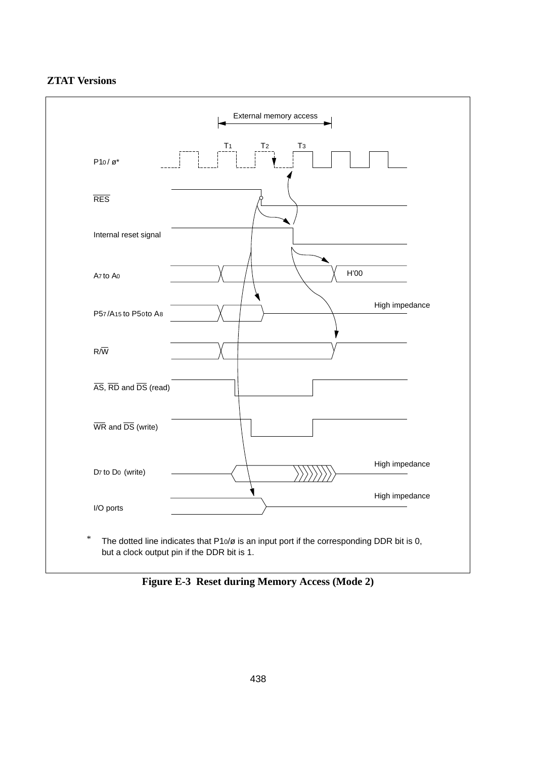**ZTAT Versions**

External memory access

T1 T2 T3

$P1_0$ / ø*

$\overline{RES}$

Internal reset signal

$A_7$ to $A_0$ H'00

$P5_7/A_{15}$ to $P5_0$ to $A_8$ High impedance

$R/\overline{W}$

$\overline{AS}$, $\overline{RD}$ and $\overline{DS}$ (read)

$\overline{WR}$ and $\overline{DS}$ (write)

$D_7$ to $D_0$ (write) High impedance

I/O ports High impedance

\* The dotted line indicates that $P1_0$/ø is an input port if the corresponding DDR bit is 0, but a clock output pin if the DDR bit is 1.

**Figure E-3 Reset during Memory Access (Mode 2)**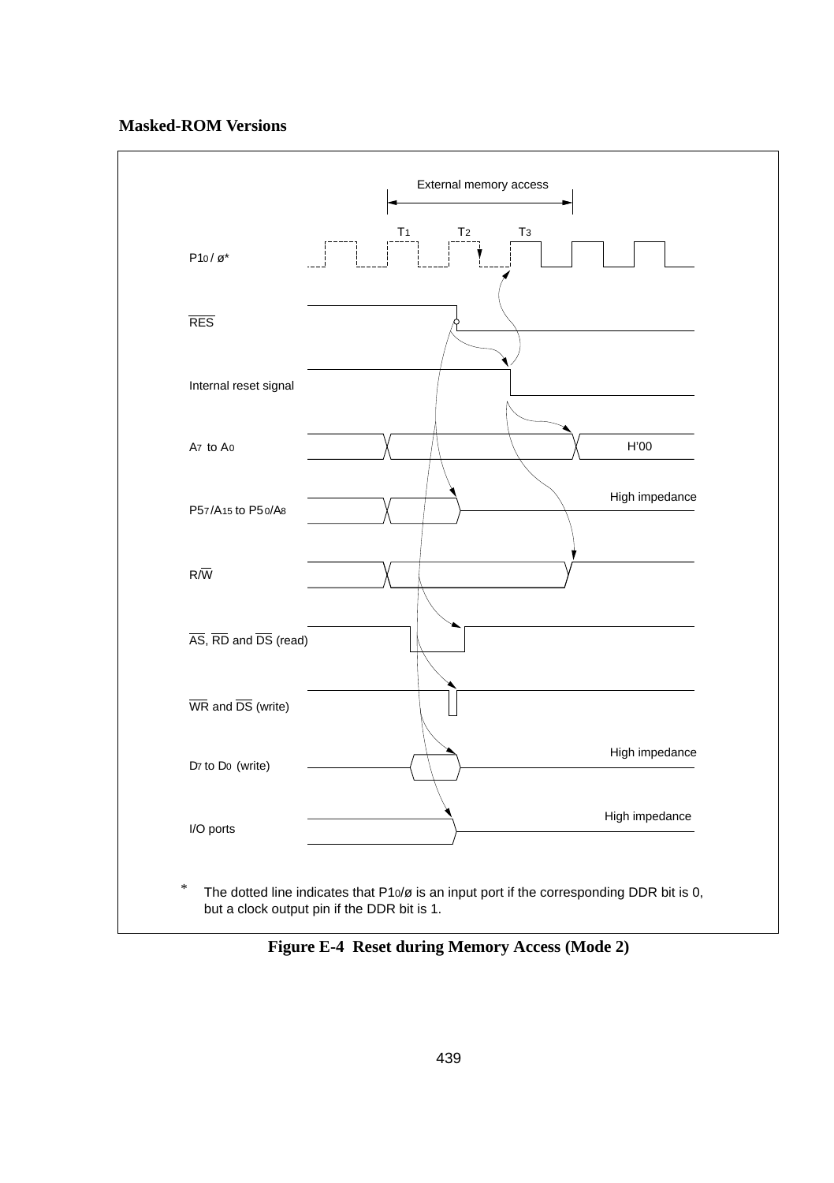**Masked-ROM Versions**

External memory access

$T_1$ $T_2$ $T_3$

$P1_0$ / ø*

$\overline{RES}$

Internal reset signal

$A_7$ to $A_0$ — H'00

$P5_7/A_{15}$ to $P5_0/A_8$ — High impedance

$R/\overline{W}$

$\overline{AS}$, $\overline{RD}$ and $\overline{DS}$ (read)

$\overline{WR}$ and $\overline{DS}$ (write)

$D_7$ to $D_0$ (write) — High impedance

I/O ports — High impedance

\* The dotted line indicates that $P1_0$/ø is an input port if the corresponding DDR bit is 0, but a clock output pin if the DDR bit is 1.

**Figure E-4 Reset during Memory Access (Mode 2)**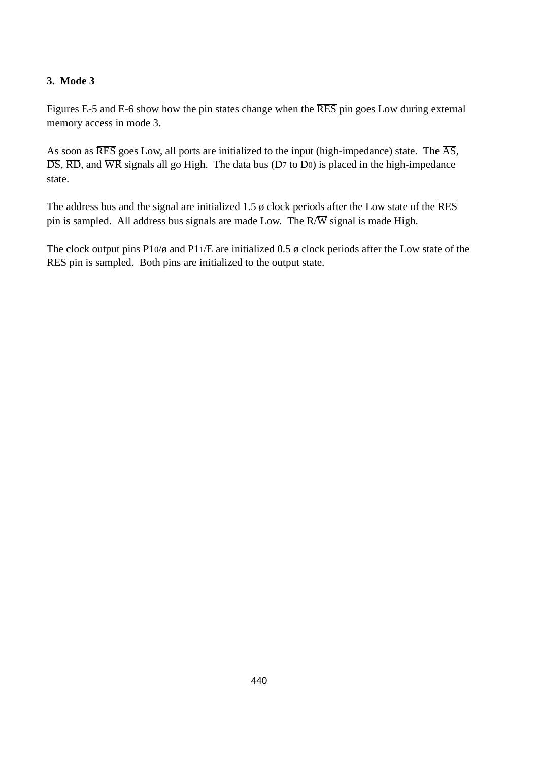### 3. Mode 3

Figures E-5 and E-6 show how the pin states change when the $\overline{RES}$ pin goes Low during external memory access in mode 3.

As soon as $\overline{RES}$ goes Low, all ports are initialized to the input (high-impedance) state. The $\overline{AS}$, $\overline{DS}$, $\overline{RD}$, and $\overline{WR}$ signals all go High. The data bus ($D_7$ to $D_0$) is placed in the high-impedance state.

The address bus and the signal are initialized 1.5 ø clock periods after the Low state of the $\overline{RES}$ pin is sampled. All address bus signals are made Low. The R/$\overline{W}$ signal is made High.

The clock output pins $P1_0$/ø and $P1_1$/E are initialized 0.5 ø clock periods after the Low state of the $\overline{RES}$ pin is sampled. Both pins are initialized to the output state.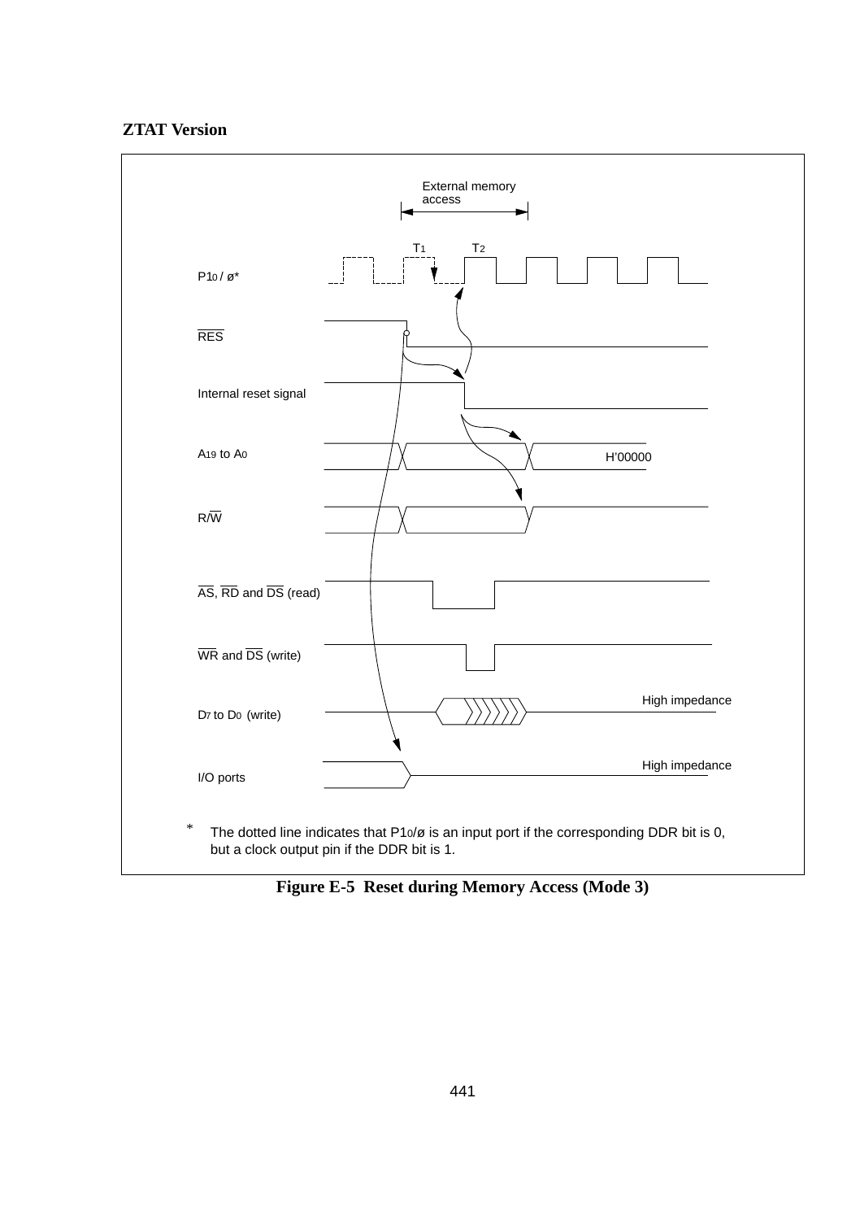**ZTAT Version**

External memory access

$T_1$ $T_2$

$P1_0$ / ø*

$\overline{RES}$

Internal reset signal

$A_{19}$ to $A_0$ H'00000

R/$\overline{W}$

$\overline{AS}$, $\overline{RD}$ and $\overline{DS}$ (read)

$\overline{WR}$ and $\overline{DS}$ (write)

$D_7$ to $D_0$ (write) High impedance

I/O ports High impedance

\* The dotted line indicates that $P1_0$/ø is an input port if the corresponding DDR bit is 0, but a clock output pin if the DDR bit is 1.

**Figure E-5 Reset during Memory Access (Mode 3)**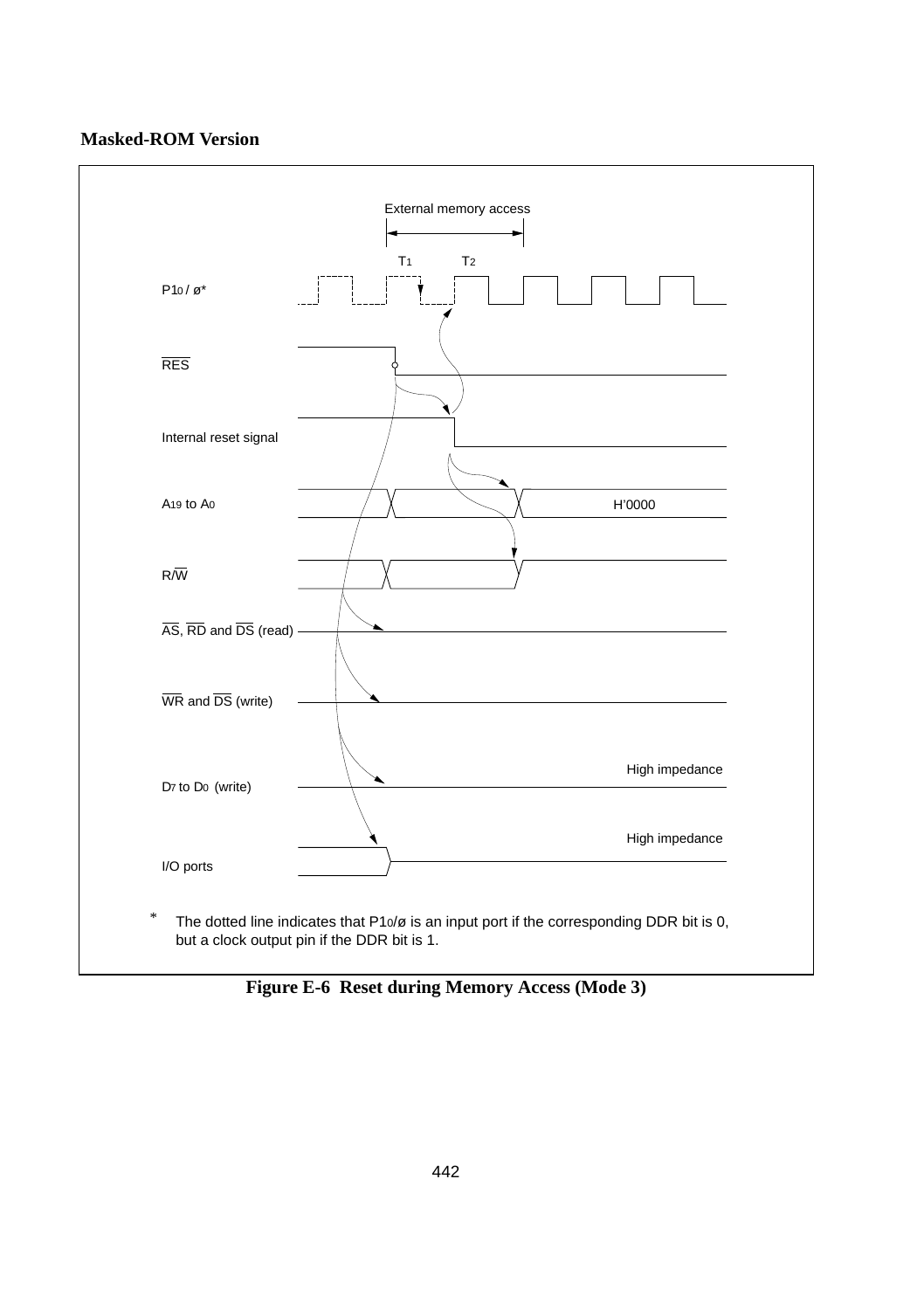**Masked-ROM Version**

External memory access

$T_1$ $T_2$

$P1_0$ / ø*

$\overline{RES}$

Internal reset signal

$A_{19}$ to $A_0$ H'0000

R/$\overline{W}$

$\overline{AS}$, $\overline{RD}$ and $\overline{DS}$ (read)

$\overline{WR}$ and $\overline{DS}$ (write)

$D_7$ to $D_0$ (write) High impedance

I/O ports High impedance

\* The dotted line indicates that $P1_0$/ø is an input port if the corresponding DDR bit is 0, but a clock output pin if the DDR bit is 1.

**Figure E-6 Reset during Memory Access (Mode 3)**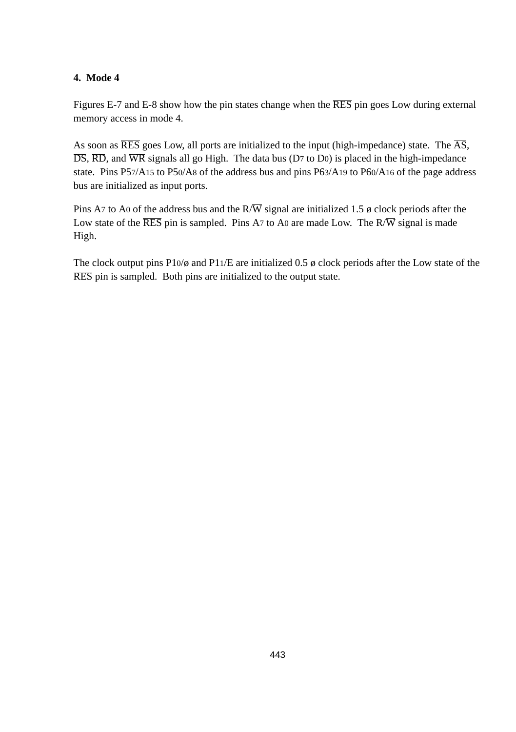**4. Mode 4**

Figures E-7 and E-8 show how the pin states change when the $\overline{RES}$ pin goes Low during external memory access in mode 4.

As soon as $\overline{RES}$ goes Low, all ports are initialized to the input (high-impedance) state. The $\overline{AS}$, $\overline{DS}$, $\overline{RD}$, and $\overline{WR}$ signals all go High. The data bus ($D_7$ to $D_0$) is placed in the high-impedance state. Pins $P5_7/A_{15}$ to $P5_0/A_8$ of the address bus and pins $P6_3/A_{19}$ to $P6_0/A_{16}$ of the page address bus are initialized as input ports.

Pins $A_7$ to $A_0$ of the address bus and the $R/\overline{W}$ signal are initialized 1.5 ø clock periods after the Low state of the $\overline{RES}$ pin is sampled. Pins $A_7$ to $A_0$ are made Low. The $R/\overline{W}$ signal is made High.

The clock output pins $P1_0$/ø and $P1_1$/E are initialized 0.5 ø clock periods after the Low state of the $\overline{RES}$ pin is sampled. Both pins are initialized to the output state.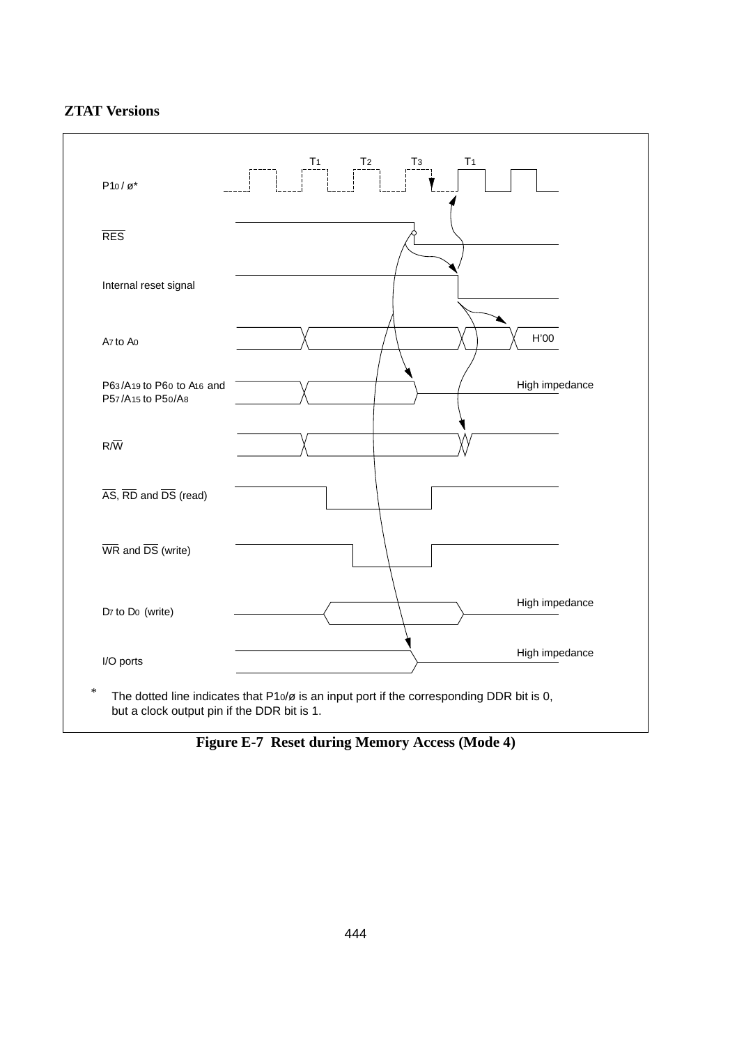**ZTAT Versions**

$P1_0$ / ø*

$\overline{RES}$

Internal reset signal

$A_7$ to $A_0$

$P6_3/A_{19}$ to $P6_0$ to $A_{16}$ and $P5_7/A_{15}$ to $P5_0/A_8$

R/$\overline{W}$

$\overline{AS}$, $\overline{RD}$ and $\overline{DS}$ (read)

$\overline{WR}$ and $\overline{DS}$ (write)

$D_7$ to $D_0$ (write)

I/O ports

$T_1$ $T_2$ $T_3$ $T_1$

H'00

High impedance

High impedance

High impedance

\* The dotted line indicates that $P1_0$/ø is an input port if the corresponding DDR bit is 0, but a clock output pin if the DDR bit is 1.

**Figure E-7 Reset during Memory Access (Mode 4)**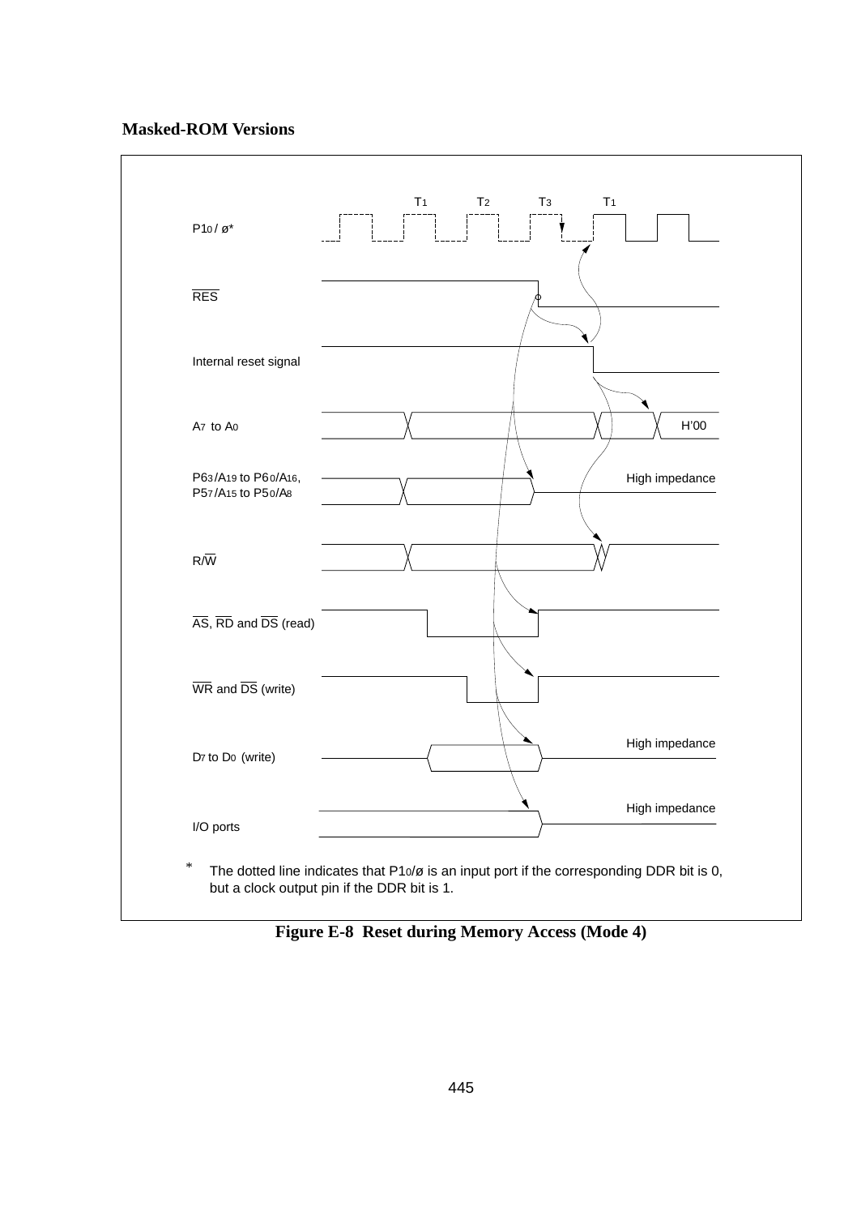**Masked-ROM Versions**

T1 T2 T3 T1

$P1_0$ / ø*

$\overline{RES}$

Internal reset signal

$A_7$ to $A_0$ — H'00

$P6_3/A_{19}$ to $P6_0/A_{16}$, $P5_7/A_{15}$ to $P5_0/A_8$ — High impedance

R/$\overline{W}$

$\overline{AS}$, $\overline{RD}$ and $\overline{DS}$ (read)

$\overline{WR}$ and $\overline{DS}$ (write)

$D_7$ to $D_0$ (write) — High impedance

I/O ports — High impedance

* The dotted line indicates that $P1_0$/ø is an input port if the corresponding DDR bit is 0, but a clock output pin if the DDR bit is 1.

**Figure E-8 Reset during Memory Access (Mode 4)**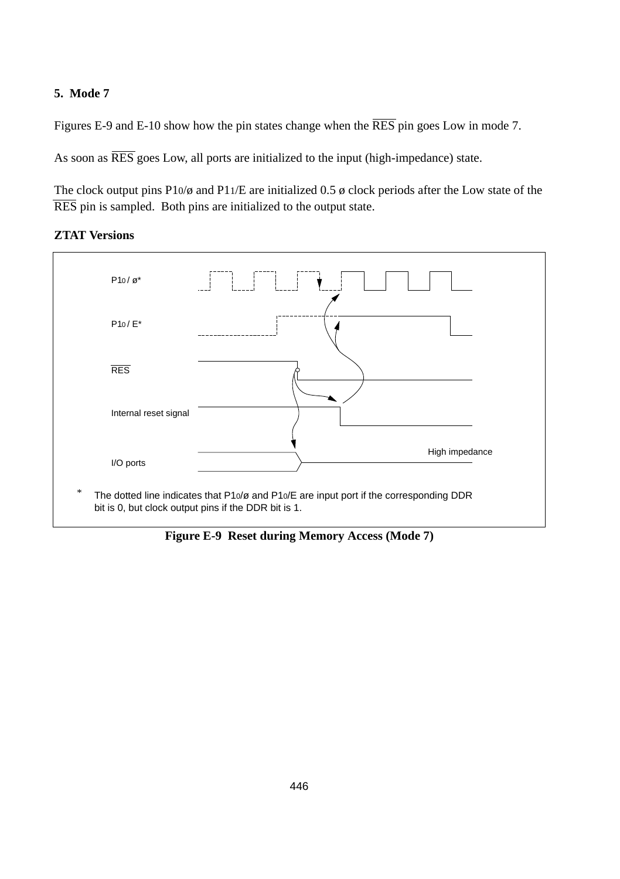### 5. Mode 7

Figures E-9 and E-10 show how the pin states change when the $\overline{RES}$ pin goes Low in mode 7.

As soon as $\overline{RES}$ goes Low, all ports are initialized to the input (high-impedance) state.

The clock output pins $P1_0$/ø and $P1_1$/E are initialized 0.5 ø clock periods after the Low state of the $\overline{RES}$ pin is sampled. Both pins are initialized to the output state.

**ZTAT Versions**

P1₀ / ø*

P1₀ / E*

$\overline{RES}$

Internal reset signal

I/O ports

High impedance

\* The dotted line indicates that $P1_0$/ø and $P1_0$/E are input port if the corresponding DDR bit is 0, but clock output pins if the DDR bit is 1.

**Figure E-9 Reset during Memory Access (Mode 7)**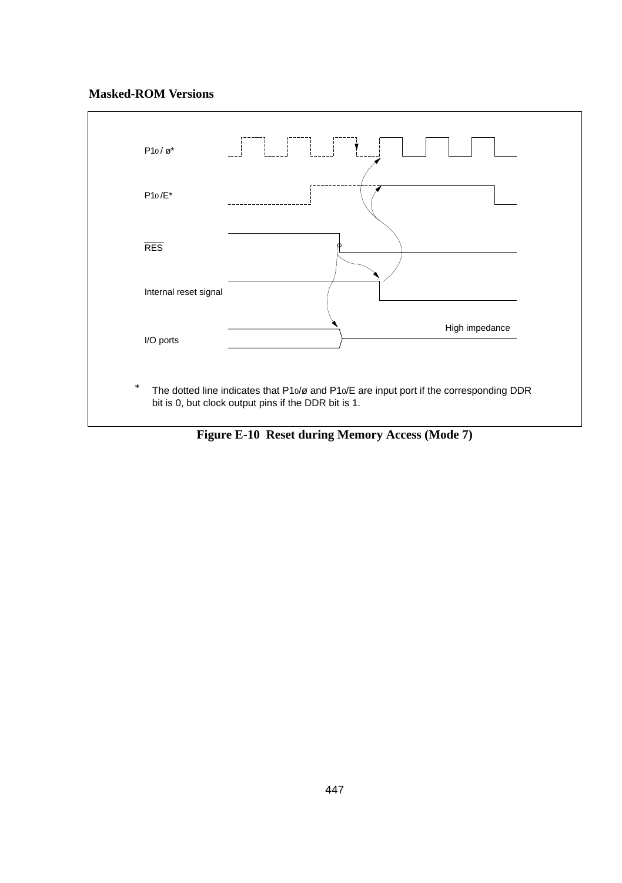**Masked-ROM Versions**

P1$_0$ / ø*

P1$_0$ /E*

$\overline{RES}$

Internal reset signal

I/O ports

High impedance

\* The dotted line indicates that P1$_0$/ø and P1$_0$/E are input port if the corresponding DDR bit is 0, but clock output pins if the DDR bit is 1.

**Figure E-10 Reset during Memory Access (Mode 7)**